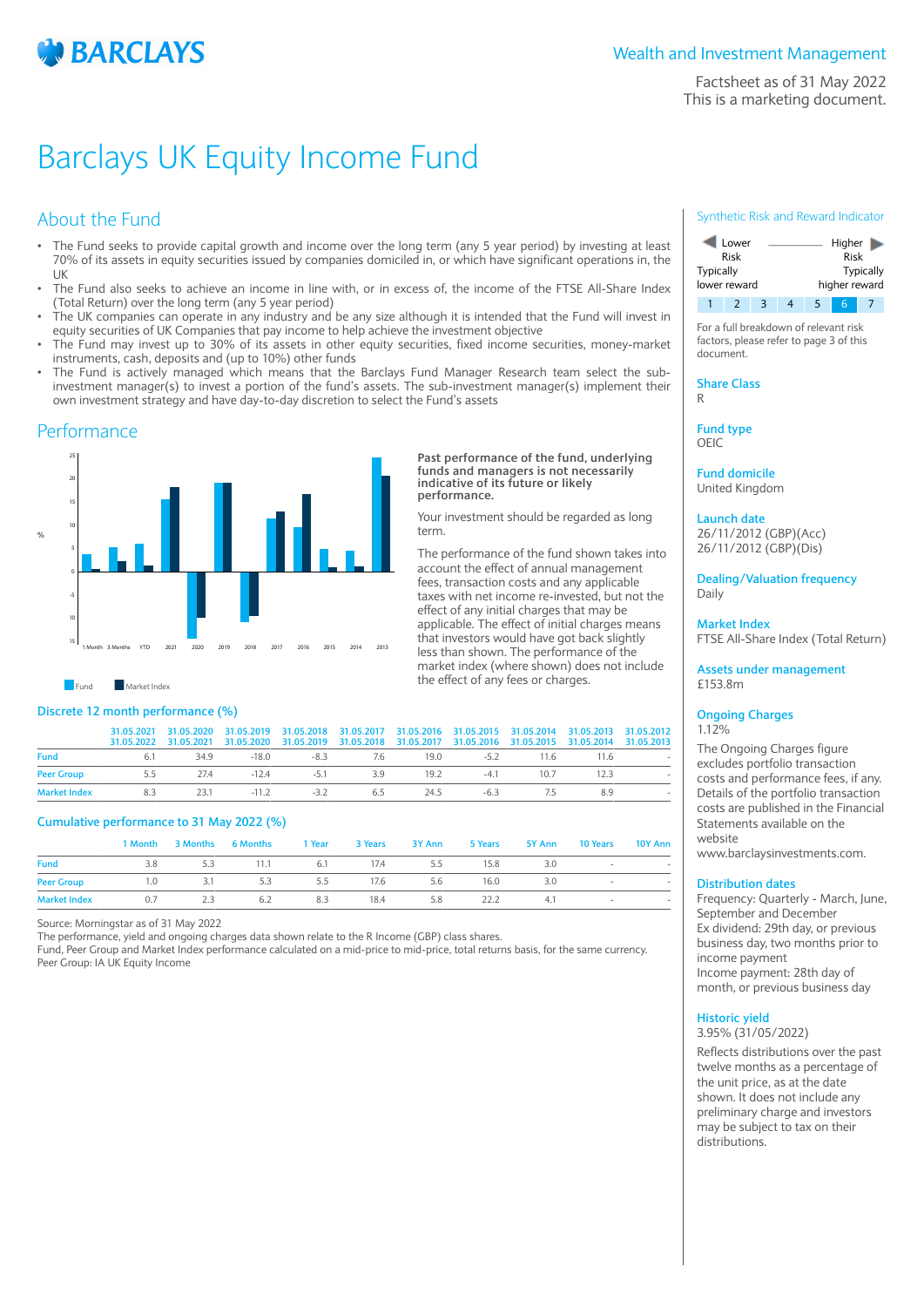# Barclays UK Equity Income Fund

Wealth and Investment Management

Factsheet as of 31 May 2022
This is a marketing document.

## About the Fund

- The Fund seeks to provide capital growth and income over the long term (any 5 year period) by investing at least 70% of its assets in equity securities issued by companies domiciled in, or which have significant operations in, the UK
- The Fund also seeks to achieve an income in line with, or in excess of, the income of the FTSE All-Share Index (Total Return) over the long term (any 5 year period)
- The UK companies can operate in any industry and be any size although it is intended that the Fund will invest in equity securities of UK Companies that pay income to help achieve the investment objective
- The Fund may invest up to 30% of its assets in other equity securities, fixed income securities, money-market instruments, cash, deposits and (up to 10%) other funds
- The Fund is actively managed which means that the Barclays Fund Manager Research team select the sub-investment manager(s) to invest a portion of the fund's assets. The sub-investment manager(s) implement their own investment strategy and have day-to-day discretion to select the Fund's assets

## Performance

**Past performance of the fund, underlying funds and managers is not necessarily indicative of its future or likely performance.**

Your investment should be regarded as long term.

The performance of the fund shown takes into account the effect of annual management fees, transaction costs and any applicable taxes with net income re-invested, but not the effect of any initial charges that may be applicable. The effect of initial charges means that investors would have got back slightly less than shown. The performance of the market index (where shown) does not include the effect of any fees or charges.

### Discrete 12 month performance (%)

| | 31.05.2021 31.05.2022 | 31.05.2020 31.05.2021 | 31.05.2019 31.05.2020 | 31.05.2018 31.05.2019 | 31.05.2017 31.05.2018 | 31.05.2016 31.05.2017 | 31.05.2015 31.05.2016 | 31.05.2014 31.05.2015 | 31.05.2013 31.05.2014 | 31.05.2012 31.05.2013 |
|---|---|---|---|---|---|---|---|---|---|---|
| Fund | 6.1 | 34.9 | -18.0 | -8.3 | 7.6 | 19.0 | -5.2 | 11.6 | 11.6 | - |
| Peer Group | 5.5 | 27.4 | -12.4 | -5.1 | 3.9 | 19.2 | -4.1 | 10.7 | 12.3 | - |
| Market Index | 8.3 | 23.1 | -11.2 | -3.2 | 6.5 | 24.5 | -6.3 | 7.5 | 8.9 | - |

### Cumulative performance to 31 May 2022 (%)

| | 1 Month | 3 Months | 6 Months | 1 Year | 3 Years | 3Y Ann | 5 Years | 5Y Ann | 10 Years | 10Y Ann |
|---|---|---|---|---|---|---|---|---|---|---|
| Fund | 3.8 | 5.3 | 11.1 | 6.1 | 17.4 | 5.5 | 15.8 | 3.0 | - | - |
| Peer Group | 1.0 | 3.1 | 5.3 | 5.5 | 17.6 | 5.6 | 16.0 | 3.0 | - | - |
| Market Index | 0.7 | 2.3 | 6.2 | 8.3 | 18.4 | 5.8 | 22.2 | 4.1 | - | - |

Source: Morningstar as of 31 May 2022
The performance, yield and ongoing charges data shown relate to the R Income (GBP) class shares.
Fund, Peer Group and Market Index performance calculated on a mid-price to mid-price, total returns basis, for the same currency.
Peer Group: IA UK Equity Income

### Synthetic Risk and Reward Indicator

Lower Risk — Typically lower reward | Higher Risk — Typically higher reward

1 | 2 | 3 | 4 | 5 | **6** | 7

For a full breakdown of relevant risk factors, please refer to page 3 of this document.

### Share Class
R

### Fund type
OEIC

### Fund domicile
United Kingdom

### Launch date
26/11/2012 (GBP)(Acc)
26/11/2012 (GBP)(Dis)

### Dealing/Valuation frequency
Daily

### Market Index
FTSE All-Share Index (Total Return)

### Assets under management
£153.8m

### Ongoing Charges
1.12%

The Ongoing Charges figure excludes portfolio transaction costs and performance fees, if any. Details of the portfolio transaction costs are published in the Financial Statements available on the website www.barclaysinvestments.com.

### Distribution dates
Frequency: Quarterly - March, June, September and December
Ex dividend: 29th day, or previous business day, two months prior to income payment
Income payment: 28th day of month, or previous business day

### Historic yield
3.95% (31/05/2022)

Reflects distributions over the past twelve months as a percentage of the unit price, as at the date shown. It does not include any preliminary charge and investors may be subject to tax on their distributions.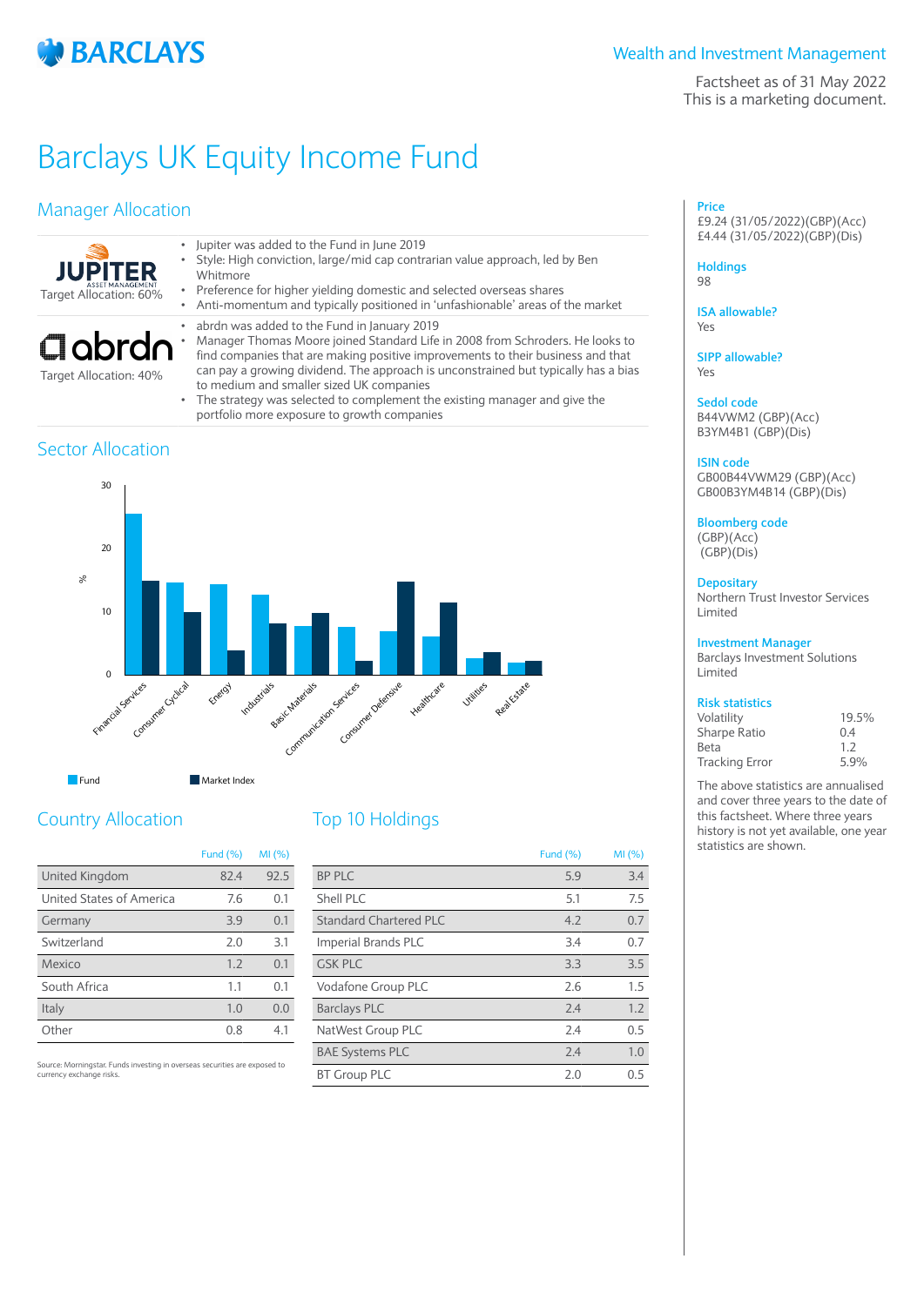Wealth and Investment Management

Factsheet as of 31 May 2022
This is a marketing document.

# Barclays UK Equity Income Fund

## Manager Allocation

| Manager | Details |
|---|---|
| JUPITER ASSET MANAGEMENT<br>Target Allocation: 60% | • Jupiter was added to the Fund in June 2019<br>• Style: High conviction, large/mid cap contrarian value approach, led by Ben Whitmore<br>• Preference for higher yielding domestic and selected overseas shares<br>• Anti-momentum and typically positioned in 'unfashionable' areas of the market |
| abrdn<br>Target Allocation: 40% | • abrdn was added to the Fund in January 2019<br>• Manager Thomas Moore joined Standard Life in 2008 from Schroders. He looks to find companies that are making positive improvements to their business and that can pay a growing dividend. The approach is unconstrained but typically has a bias to medium and smaller sized UK companies<br>• The strategy was selected to complement the existing manager and give the portfolio more exposure to growth companies |

## Sector Allocation

| Sector | Fund (%) | Market Index (%) |
|---|---|---|
| Financial Services | 25.5 | 15 |
| Consumer Cyclical | 14.7 | 10 |
| Energy | 14.4 | 3.9 |
| Industrials | 12.8 | 8.2 |
| Basic Materials | 7.8 | 9.9 |
| Communication Services | 7.7 | 2.3 |
| Consumer Defensive | 7 | 14.8 |
| Healthcare | 6.1 | 11.5 |
| Utilities | 2.7 | 3.6 |
| Real Estate | 1.9 | 2.2 |

## Country Allocation

| | Fund (%) | MI (%) |
|---|---|---|
| United Kingdom | 82.4 | 92.5 |
| United States of America | 7.6 | 0.1 |
| Germany | 3.9 | 0.1 |
| Switzerland | 2.0 | 3.1 |
| Mexico | 1.2 | 0.1 |
| South Africa | 1.1 | 0.1 |
| Italy | 1.0 | 0.0 |
| Other | 0.8 | 4.1 |

Source: Morningstar. Funds investing in overseas securities are exposed to currency exchange risks.

## Top 10 Holdings

| | Fund (%) | MI (%) |
|---|---|---|
| BP PLC | 5.9 | 3.4 |
| Shell PLC | 5.1 | 7.5 |
| Standard Chartered PLC | 4.2 | 0.7 |
| Imperial Brands PLC | 3.4 | 0.7 |
| GSK PLC | 3.3 | 3.5 |
| Vodafone Group PLC | 2.6 | 1.5 |
| Barclays PLC | 2.4 | 1.2 |
| NatWest Group PLC | 2.4 | 0.5 |
| BAE Systems PLC | 2.4 | 1.0 |
| BT Group PLC | 2.0 | 0.5 |

**Price**
£9.24 (31/05/2022)(GBP)(Acc)
£4.44 (31/05/2022)(GBP)(Dis)

**Holdings**
98

**ISA allowable?**
Yes

**SIPP allowable?**
Yes

**Sedol code**
B44VWM2 (GBP)(Acc)
B3YM4B1 (GBP)(Dis)

**ISIN code**
GB00B44VWM29 (GBP)(Acc)
GB00B3YM4B14 (GBP)(Dis)

**Bloomberg code**
(GBP)(Acc)
(GBP)(Dis)

**Depositary**
Northern Trust Investor Services Limited

**Investment Manager**
Barclays Investment Solutions Limited

**Risk statistics**

| | |
|---|---|
| Volatility | 19.5% |
| Sharpe Ratio | 0.4 |
| Beta | 1.2 |
| Tracking Error | 5.9% |

The above statistics are annualised and cover three years to the date of this factsheet. Where three years history is not yet available, one year statistics are shown.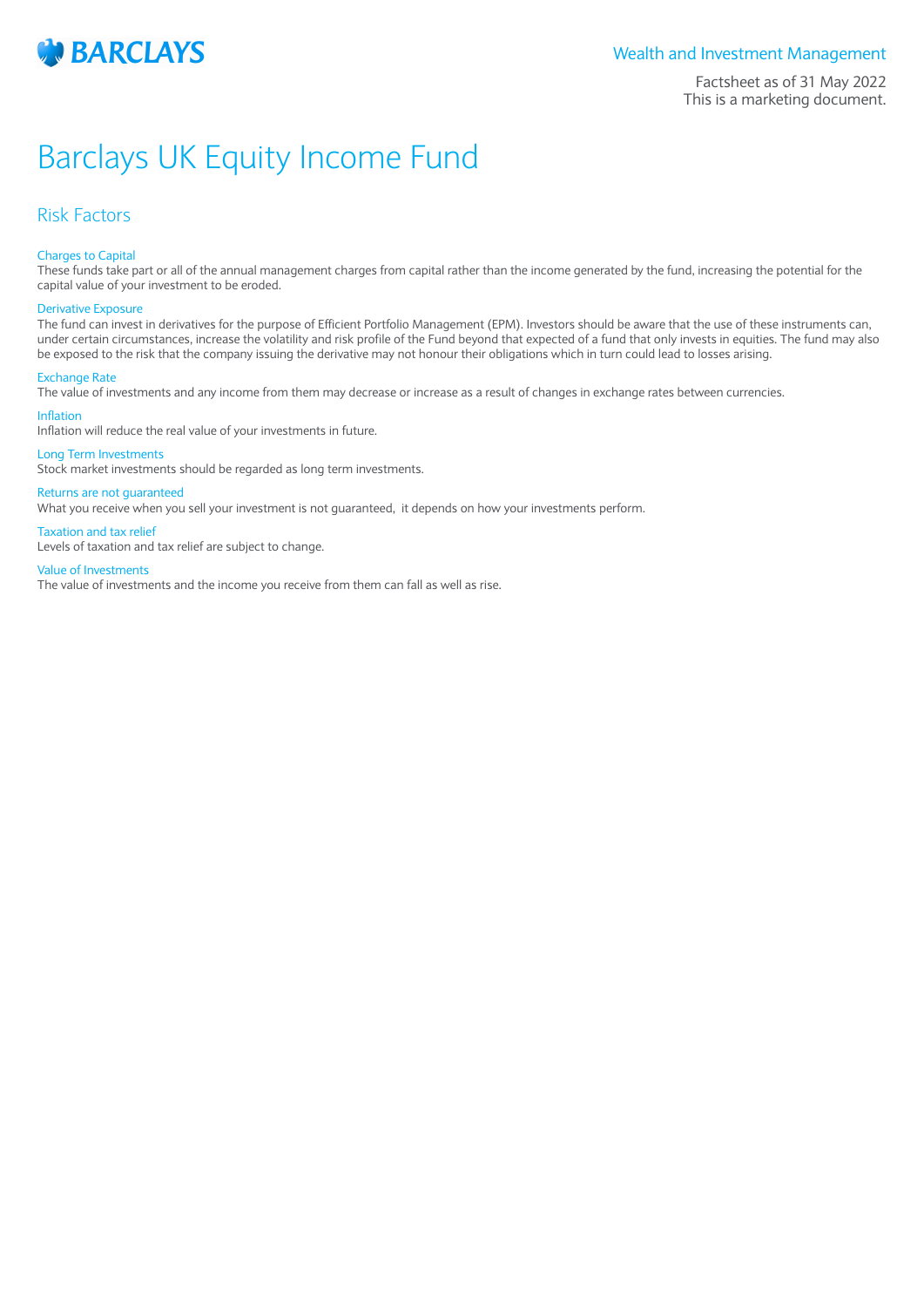# Barclays UK Equity Income Fund

## Risk Factors

### Charges to Capital
These funds take part or all of the annual management charges from capital rather than the income generated by the fund, increasing the potential for the capital value of your investment to be eroded.

### Derivative Exposure
The fund can invest in derivatives for the purpose of Efficient Portfolio Management (EPM). Investors should be aware that the use of these instruments can, under certain circumstances, increase the volatility and risk profile of the Fund beyond that expected of a fund that only invests in equities. The fund may also be exposed to the risk that the company issuing the derivative may not honour their obligations which in turn could lead to losses arising.

### Exchange Rate
The value of investments and any income from them may decrease or increase as a result of changes in exchange rates between currencies.

### Inflation
Inflation will reduce the real value of your investments in future.

### Long Term Investments
Stock market investments should be regarded as long term investments.

### Returns are not guaranteed
What you receive when you sell your investment is not guaranteed, it depends on how your investments perform.

### Taxation and tax relief
Levels of taxation and tax relief are subject to change.

### Value of Investments
The value of investments and the income you receive from them can fall as well as rise.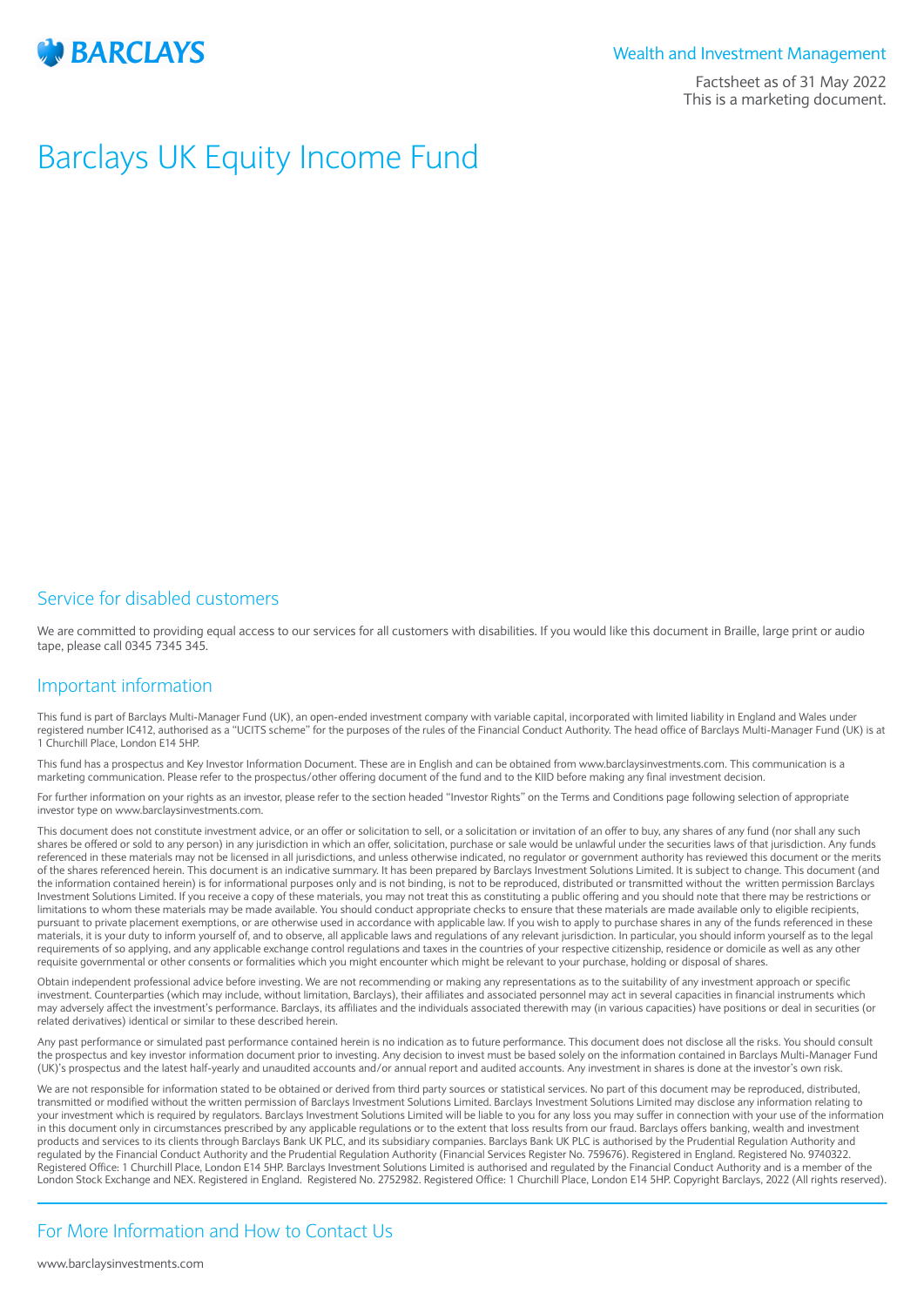BARCLAYS

Wealth and Investment Management

Factsheet as of 31 May 2022
This is a marketing document.

# Barclays UK Equity Income Fund

## Service for disabled customers

We are committed to providing equal access to our services for all customers with disabilities. If you would like this document in Braille, large print or audio tape, please call 0345 7345 345.

## Important information

This fund is part of Barclays Multi-Manager Fund (UK), an open-ended investment company with variable capital, incorporated with limited liability in England and Wales under registered number IC412, authorised as a "UCITS scheme" for the purposes of the rules of the Financial Conduct Authority. The head office of Barclays Multi-Manager Fund (UK) is at 1 Churchill Place, London E14 5HP.

This fund has a prospectus and Key Investor Information Document. These are in English and can be obtained from www.barclaysinvestments.com. This communication is a marketing communication. Please refer to the prospectus/other offering document of the fund and to the KIID before making any final investment decision.

For further information on your rights as an investor, please refer to the section headed "Investor Rights" on the Terms and Conditions page following selection of appropriate investor type on www.barclaysinvestments.com.

This document does not constitute investment advice, or an offer or solicitation to sell, or a solicitation or invitation of an offer to buy, any shares of any fund (nor shall any such shares be offered or sold to any person) in any jurisdiction in which an offer, solicitation, purchase or sale would be unlawful under the securities laws of that jurisdiction. Any funds referenced in these materials may not be licensed in all jurisdictions, and unless otherwise indicated, no regulator or government authority has reviewed this document or the merits of the shares referenced herein. This document is an indicative summary. It has been prepared by Barclays Investment Solutions Limited. It is subject to change. This document (and the information contained herein) is for informational purposes only and is not binding, is not to be reproduced, distributed or transmitted without the written permission Barclays Investment Solutions Limited. If you receive a copy of these materials, you may not treat this as constituting a public offering and you should note that there may be restrictions or limitations to whom these materials may be made available. You should conduct appropriate checks to ensure that these materials are made available only to eligible recipients, pursuant to private placement exemptions, or are otherwise used in accordance with applicable law. If you wish to apply to purchase shares in any of the funds referenced in these materials, it is your duty to inform yourself of, and to observe, all applicable laws and regulations of any relevant jurisdiction. In particular, you should inform yourself as to the legal requirements of so applying, and any applicable exchange control regulations and taxes in the countries of your respective citizenship, residence or domicile as well as any other requisite governmental or other consents or formalities which you might encounter which might be relevant to your purchase, holding or disposal of shares.

Obtain independent professional advice before investing. We are not recommending or making any representations as to the suitability of any investment approach or specific investment. Counterparties (which may include, without limitation, Barclays), their affiliates and associated personnel may act in several capacities in financial instruments which may adversely affect the investment's performance. Barclays, its affiliates and the individuals associated therewith may (in various capacities) have positions or deal in securities (or related derivatives) identical or similar to these described herein.

Any past performance or simulated past performance contained herein is no indication as to future performance. This document does not disclose all the risks. You should consult the prospectus and key investor information document prior to investing. Any decision to invest must be based solely on the information contained in Barclays Multi-Manager Fund (UK)'s prospectus and the latest half-yearly and unaudited accounts and/or annual report and audited accounts. Any investment in shares is done at the investor's own risk.

We are not responsible for information stated to be obtained or derived from third party sources or statistical services. No part of this document may be reproduced, distributed, transmitted or modified without the written permission of Barclays Investment Solutions Limited. Barclays Investment Solutions Limited may disclose any information relating to your investment which is required by regulators. Barclays Investment Solutions Limited will be liable to you for any loss you may suffer in connection with your use of the information in this document only in circumstances prescribed by any applicable regulations or to the extent that loss results from our fraud. Barclays offers banking, wealth and investment products and services to its clients through Barclays Bank UK PLC, and its subsidiary companies. Barclays Bank UK PLC is authorised by the Prudential Regulation Authority and regulated by the Financial Conduct Authority and the Prudential Regulation Authority (Financial Services Register No. 759676). Registered in England. Registered No. 9740322. Registered Office: 1 Churchill Place, London E14 5HP. Barclays Investment Solutions Limited is authorised and regulated by the Financial Conduct Authority and is a member of the London Stock Exchange and NEX. Registered in England. Registered No. 2752982. Registered Office: 1 Churchill Place, London E14 5HP. Copyright Barclays, 2022 (All rights reserved).

## For More Information and How to Contact Us

www.barclaysinvestments.com